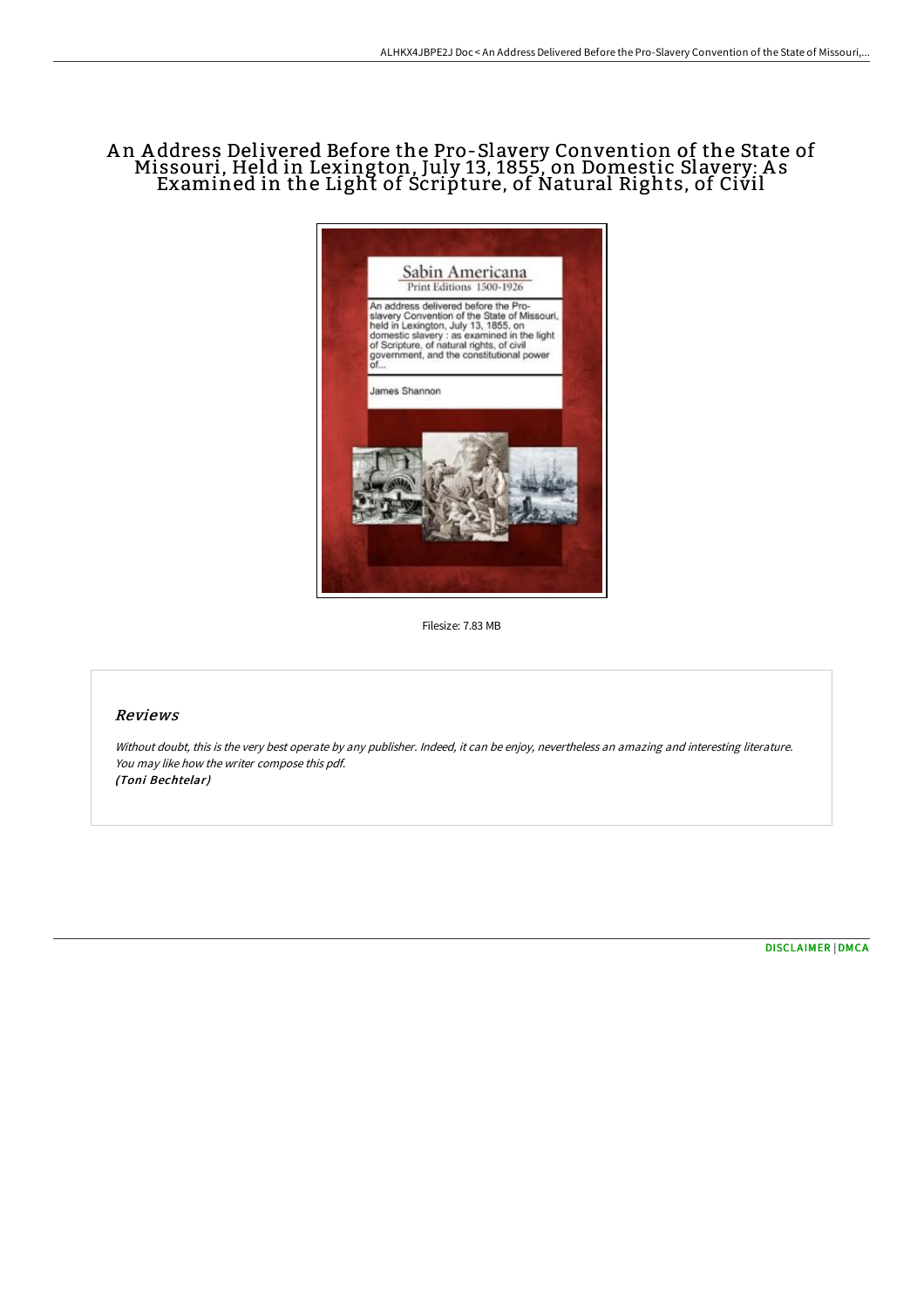# An Address Delivered Before the Pro-Slavery Convention of the State of Missouri, Held in Lexington, July 13, 1855, on Domestic Slavery: As Examined in the Light of Scripture, of Natural Rights, of Civil

Sabin Americana
Print Editions 1500-1926

An address delivered before the Pro-slavery Convention of the State of Missouri, held in Lexington, July 13, 1855, on domestic slavery : as examined in the light of Scripture, of natural rights, of civil government, and the constitutional power of...

James Shannon

Filesize: 7.83 MB

## Reviews

*Without doubt, this is the very best operate by any publisher. Indeed, it can be enjoy, nevertheless an amazing and interesting literature. You may like how the writer compose this pdf.*
*(Toni Bechtelar)*

DISCLAIMER | DMCA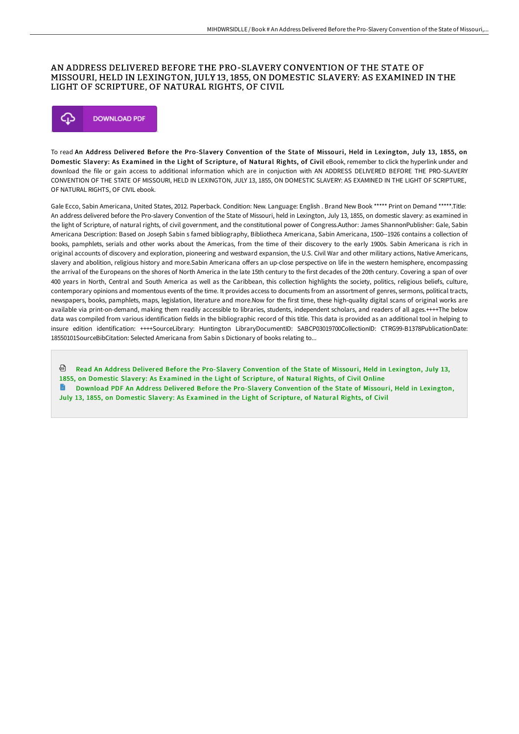# AN ADDRESS DELIVERED BEFORE THE PRO-SLAVERY CONVENTION OF THE STATE OF MISSOURI, HELD IN LEXINGTON, JULY 13, 1855, ON DOMESTIC SLAVERY: AS EXAMINED IN THE LIGHT OF SCRIPTURE, OF NATURAL RIGHTS, OF CIVIL

DOWNLOAD PDF

To read **An Address Delivered Before the Pro-Slavery Convention of the State of Missouri, Held in Lexington, July 13, 1855, on Domestic Slavery: As Examined in the Light of Scripture, of Natural Rights, of Civil** eBook, remember to click the hyperlink under and download the file or gain access to additional information which are in conjuction with AN ADDRESS DELIVERED BEFORE THE PRO-SLAVERY CONVENTION OF THE STATE OF MISSOURI, HELD IN LEXINGTON, JULY 13, 1855, ON DOMESTIC SLAVERY: AS EXAMINED IN THE LIGHT OF SCRIPTURE, OF NATURAL RIGHTS, OF CIVIL ebook.

Gale Ecco, Sabin Americana, United States, 2012. Paperback. Condition: New. Language: English . Brand New Book ***** Print on Demand *****.Title: An address delivered before the Pro-slavery Convention of the State of Missouri, held in Lexington, July 13, 1855, on domestic slavery: as examined in the light of Scripture, of natural rights, of civil government, and the constitutional power of Congress.Author: James ShannonPublisher: Gale, Sabin Americana Description: Based on Joseph Sabin s famed bibliography, Bibliotheca Americana, Sabin Americana, 1500--1926 contains a collection of books, pamphlets, serials and other works about the Americas, from the time of their discovery to the early 1900s. Sabin Americana is rich in original accounts of discovery and exploration, pioneering and westward expansion, the U.S. Civil War and other military actions, Native Americans, slavery and abolition, religious history and more.Sabin Americana offers an up-close perspective on life in the western hemisphere, encompassing the arrival of the Europeans on the shores of North America in the late 15th century to the first decades of the 20th century. Covering a span of over 400 years in North, Central and South America as well as the Caribbean, this collection highlights the society, politics, religious beliefs, culture, contemporary opinions and momentous events of the time. It provides access to documents from an assortment of genres, sermons, political tracts, newspapers, books, pamphlets, maps, legislation, literature and more.Now for the first time, these high-quality digital scans of original works are available via print-on-demand, making them readily accessible to libraries, students, independent scholars, and readers of all ages.++++The below data was compiled from various identification fields in the bibliographic record of this title. This data is provided as an additional tool in helping to insure edition identification: ++++SourceLibrary: Huntington LibraryDocumentID: SABCP03019700CollectionID: CTRG99-B1378PublicationDate: 18550101SourceBibCitation: Selected Americana from Sabin s Dictionary of books relating to...

Read An Address Delivered Before the Pro-Slavery Convention of the State of Missouri, Held in Lexington, July 13, 1855, on Domestic Slavery: As Examined in the Light of Scripture, of Natural Rights, of Civil Online

Download PDF An Address Delivered Before the Pro-Slavery Convention of the State of Missouri, Held in Lexington, July 13, 1855, on Domestic Slavery: As Examined in the Light of Scripture, of Natural Rights, of Civil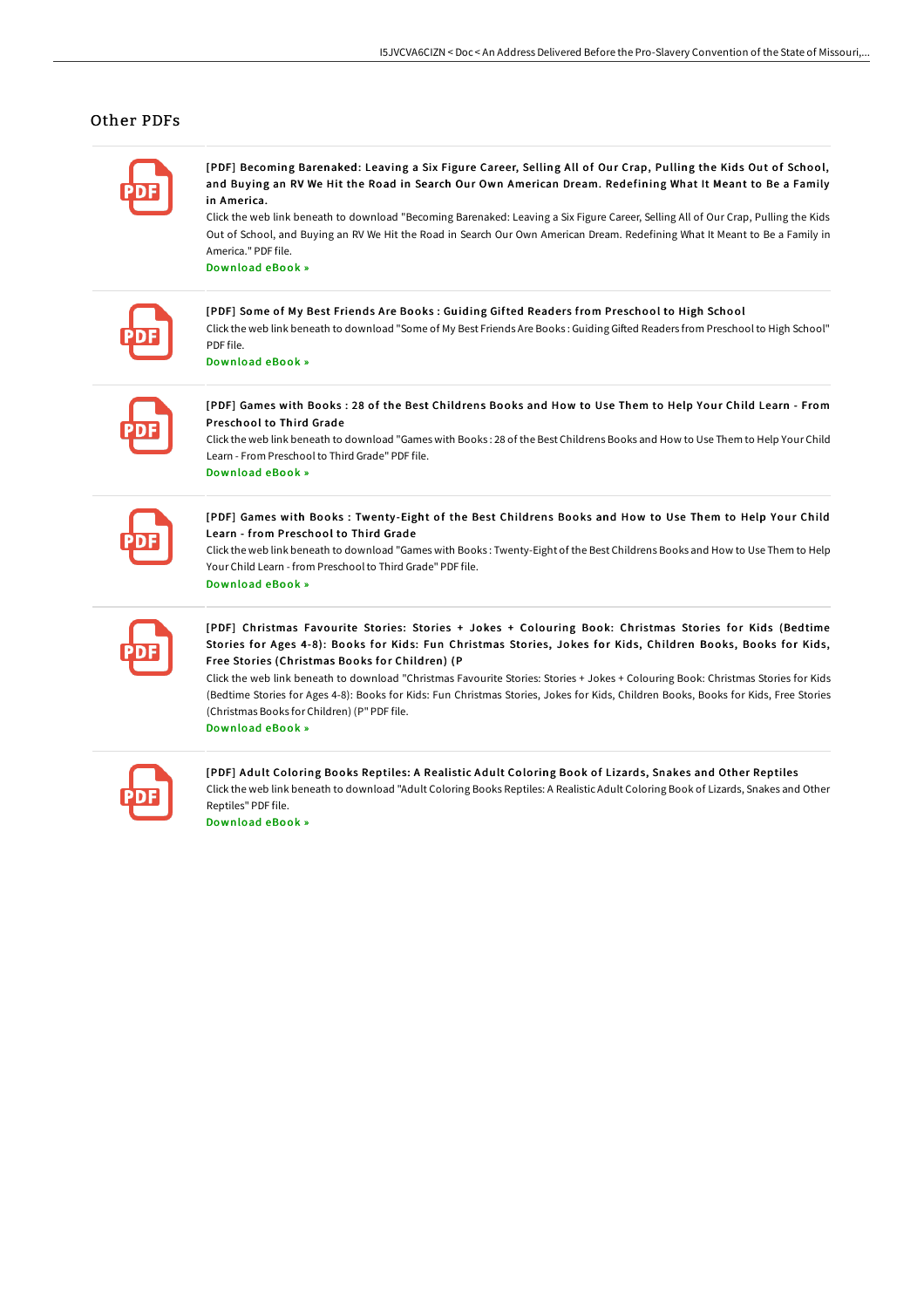## Other PDFs

[PDF] Becoming Barenaked: Leaving a Six Figure Career, Selling All of Our Crap, Pulling the Kids Out of School, and Buying an RV We Hit the Road in Search Our Own American Dream. Redefining What It Meant to Be a Family in America.

Click the web link beneath to download "Becoming Barenaked: Leaving a Six Figure Career, Selling All of Our Crap, Pulling the Kids Out of School, and Buying an RV We Hit the Road in Search Our Own American Dream. Redefining What It Meant to Be a Family in America." PDF file.

Download eBook »

[PDF] Some of My Best Friends Are Books : Guiding Gifted Readers from Preschool to High School

Click the web link beneath to download "Some of My Best Friends Are Books : Guiding Gifted Readers from Preschool to High School" PDF file.

Download eBook »

[PDF] Games with Books : 28 of the Best Childrens Books and How to Use Them to Help Your Child Learn - From Preschool to Third Grade

Click the web link beneath to download "Games with Books : 28 of the Best Childrens Books and How to Use Them to Help Your Child Learn - From Preschool to Third Grade" PDF file.

Download eBook »

[PDF] Games with Books : Twenty-Eight of the Best Childrens Books and How to Use Them to Help Your Child Learn - from Preschool to Third Grade

Click the web link beneath to download "Games with Books : Twenty-Eight of the Best Childrens Books and How to Use Them to Help Your Child Learn - from Preschool to Third Grade" PDF file.

Download eBook »

[PDF] Christmas Favourite Stories: Stories + Jokes + Colouring Book: Christmas Stories for Kids (Bedtime Stories for Ages 4-8): Books for Kids: Fun Christmas Stories, Jokes for Kids, Children Books, Books for Kids, Free Stories (Christmas Books for Children) (P

Click the web link beneath to download "Christmas Favourite Stories: Stories + Jokes + Colouring Book: Christmas Stories for Kids (Bedtime Stories for Ages 4-8): Books for Kids: Fun Christmas Stories, Jokes for Kids, Children Books, Books for Kids, Free Stories (Christmas Books for Children) (P" PDF file.

Download eBook »

[PDF] Adult Coloring Books Reptiles: A Realistic Adult Coloring Book of Lizards, Snakes and Other Reptiles

Click the web link beneath to download "Adult Coloring Books Reptiles: A Realistic Adult Coloring Book of Lizards, Snakes and Other Reptiles" PDF file.

Download eBook »